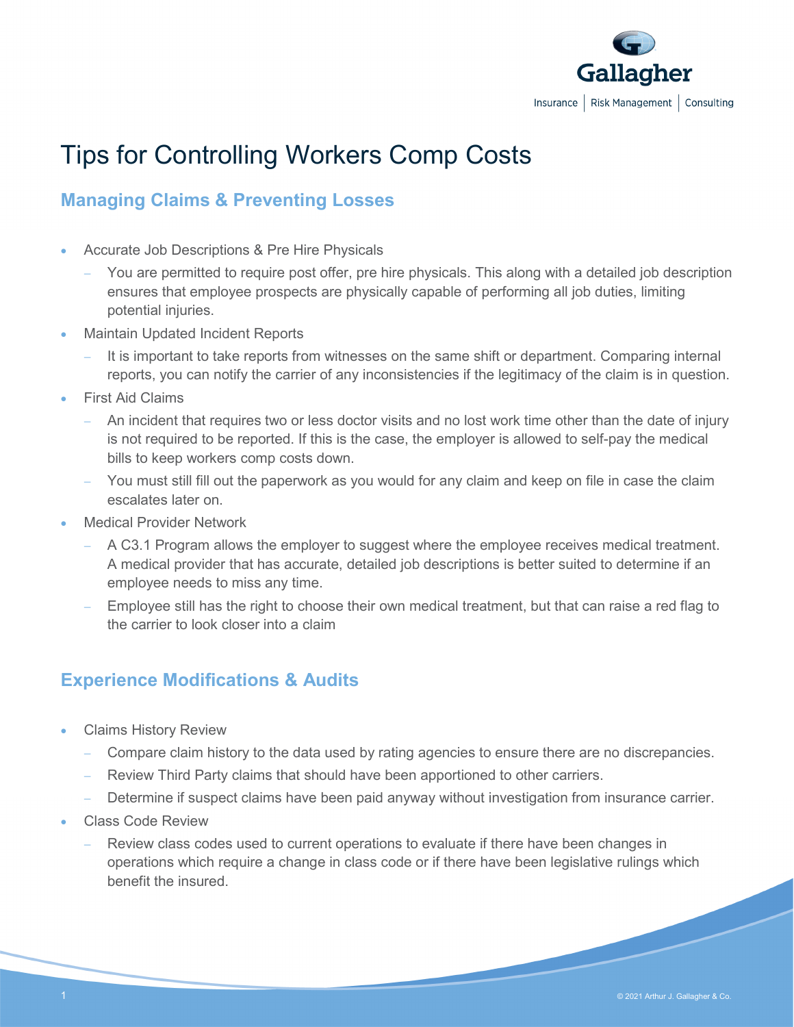# Tips for Controlling Workers Comp Costs

## Managing Claims & Preventing Losses

- Accurate Job Descriptions & Pre Hire Physicals
  - You are permitted to require post offer, pre hire physicals. This along with a detailed job description ensures that employee prospects are physically capable of performing all job duties, limiting potential injuries.
- Maintain Updated Incident Reports
  - It is important to take reports from witnesses on the same shift or department. Comparing internal reports, you can notify the carrier of any inconsistencies if the legitimacy of the claim is in question.
- First Aid Claims
  - An incident that requires two or less doctor visits and no lost work time other than the date of injury is not required to be reported. If this is the case, the employer is allowed to self-pay the medical bills to keep workers comp costs down.
  - You must still fill out the paperwork as you would for any claim and keep on file in case the claim escalates later on.
- Medical Provider Network
  - A C3.1 Program allows the employer to suggest where the employee receives medical treatment. A medical provider that has accurate, detailed job descriptions is better suited to determine if an employee needs to miss any time.
  - Employee still has the right to choose their own medical treatment, but that can raise a red flag to the carrier to look closer into a claim

## Experience Modifications & Audits

- Claims History Review
  - Compare claim history to the data used by rating agencies to ensure there are no discrepancies.
  - Review Third Party claims that should have been apportioned to other carriers.
  - Determine if suspect claims have been paid anyway without investigation from insurance carrier.
- Class Code Review
  - Review class codes used to current operations to evaluate if there have been changes in operations which require a change in class code or if there have been legislative rulings which benefit the insured.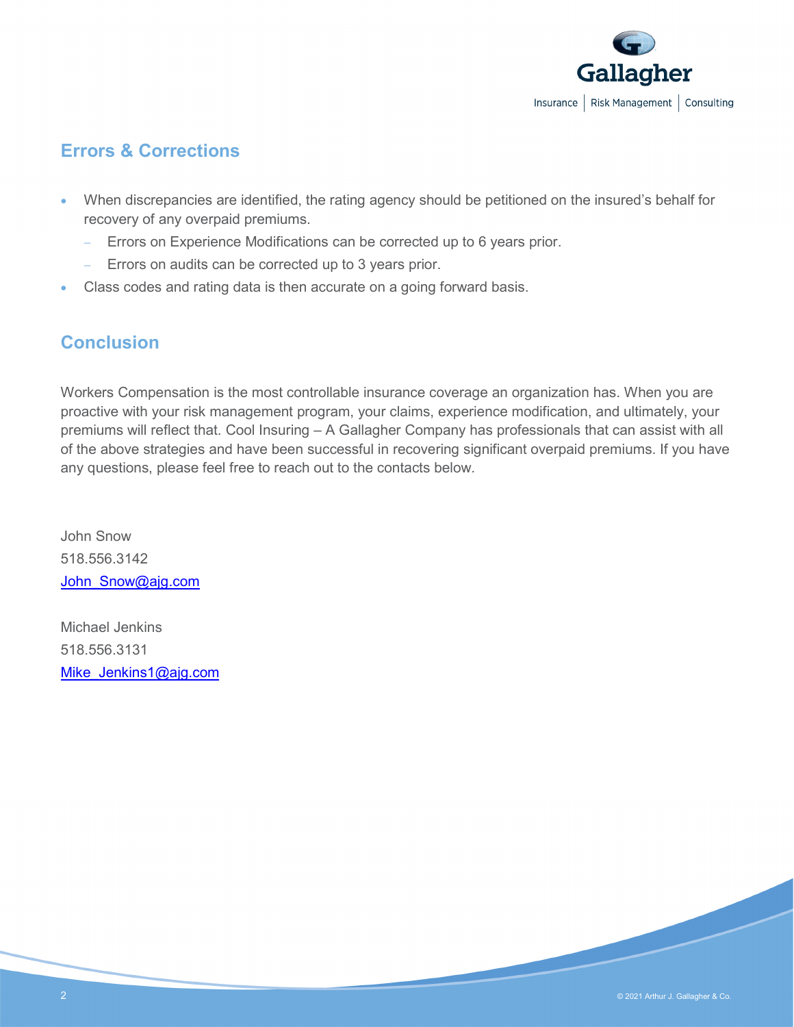## Errors & Corrections

- When discrepancies are identified, the rating agency should be petitioned on the insured's behalf for recovery of any overpaid premiums.
  - Errors on Experience Modifications can be corrected up to 6 years prior.
  - Errors on audits can be corrected up to 3 years prior.
- Class codes and rating data is then accurate on a going forward basis.

## Conclusion

Workers Compensation is the most controllable insurance coverage an organization has. When you are proactive with your risk management program, your claims, experience modification, and ultimately, your premiums will reflect that. Cool Insuring – A Gallagher Company has professionals that can assist with all of the above strategies and have been successful in recovering significant overpaid premiums. If you have any questions, please feel free to reach out to the contacts below.

John Snow
518.556.3142
John_Snow@ajg.com

Michael Jenkins
518.556.3131
Mike_Jenkins1@ajg.com